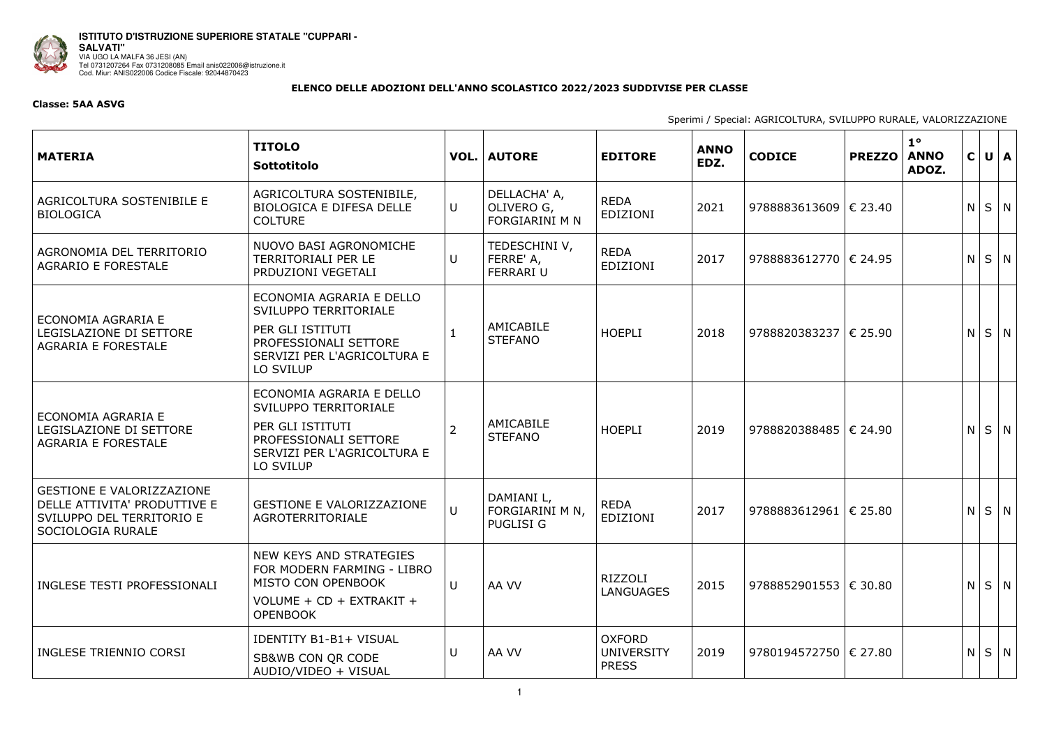**ISTITUTO D'ISTRUZIONE SUPERIORE STATALE "CUPPARI - SALVATI"**
VIA UGO LA MALFA 36 JESI (AN)
Tel 0731207264 Fax 0731208085 Email anis022006@istruzione.it
Cod. Miur: ANIS022006 Codice Fiscale: 92044870423

**ELENCO DELLE ADOZIONI DELL'ANNO SCOLASTICO 2022/2023 SUDDIVISE PER CLASSE**

**Classe: 5AA ASVG**

Sperimi / Special: AGRICOLTURA, SVILUPPO RURALE, VALORIZZAZIONE

| MATERIA | TITOLO Sottotitolo | VOL. | AUTORE | EDITORE | ANNO EDZ. | CODICE | PREZZO | 1° ANNO ADOZ. | C | U | A |
|---|---|---|---|---|---|---|---|---|---|---|---|
| AGRICOLTURA SOSTENIBILE E BIOLOGICA | AGRICOLTURA SOSTENIBILE, BIOLOGICA E DIFESA DELLE COLTURE | U | DELLACHA' A, OLIVERO G, FORGIARINI M N | REDA EDIZIONI | 2021 | 9788883613609 | € 23.40 | | N | S | N |
| AGRONOMIA DEL TERRITORIO AGRARIO E FORESTALE | NUOVO BASI AGRONOMICHE TERRITORIALI PER LE PRDUZIONI VEGETALI | U | TEDESCHINI V, FERRE' A, FERRARI U | REDA EDIZIONI | 2017 | 9788883612770 | € 24.95 | | N | S | N |
| ECONOMIA AGRARIA E LEGISLAZIONE DI SETTORE AGRARIA E FORESTALE | ECONOMIA AGRARIA E DELLO SVILUPPO TERRITORIALE PER GLI ISTITUTI PROFESSIONALI SETTORE SERVIZI PER L'AGRICOLTURA E LO SVILUP | 1 | AMICABILE STEFANO | HOEPLI | 2018 | 9788820383237 | € 25.90 | | N | S | N |
| ECONOMIA AGRARIA E LEGISLAZIONE DI SETTORE AGRARIA E FORESTALE | ECONOMIA AGRARIA E DELLO SVILUPPO TERRITORIALE PER GLI ISTITUTI PROFESSIONALI SETTORE SERVIZI PER L'AGRICOLTURA E LO SVILUP | 2 | AMICABILE STEFANO | HOEPLI | 2019 | 9788820388485 | € 24.90 | | N | S | N |
| GESTIONE E VALORIZZAZIONE DELLE ATTIVITA' PRODUTTIVE E SVILUPPO DEL TERRITORIO E SOCIOLOGIA RURALE | GESTIONE E VALORIZZAZIONE AGROTERRITORIALE | U | DAMIANI L, FORGIARINI M N, PUGLISI G | REDA EDIZIONI | 2017 | 9788883612961 | € 25.80 | | N | S | N |
| INGLESE TESTI PROFESSIONALI | NEW KEYS AND STRATEGIES FOR MODERN FARMING - LIBRO MISTO CON OPENBOOK VOLUME + CD + EXTRAKIT + OPENBOOK | U | AA VV | RIZZOLI LANGUAGES | 2015 | 9788852901553 | € 30.80 | | N | S | N |
| INGLESE TRIENNIO CORSI | IDENTITY B1-B1+ VISUAL SB&WB CON QR CODE AUDIO/VIDEO + VISUAL | U | AA VV | OXFORD UNIVERSITY PRESS | 2019 | 9780194572750 | € 27.80 | | N | S | N |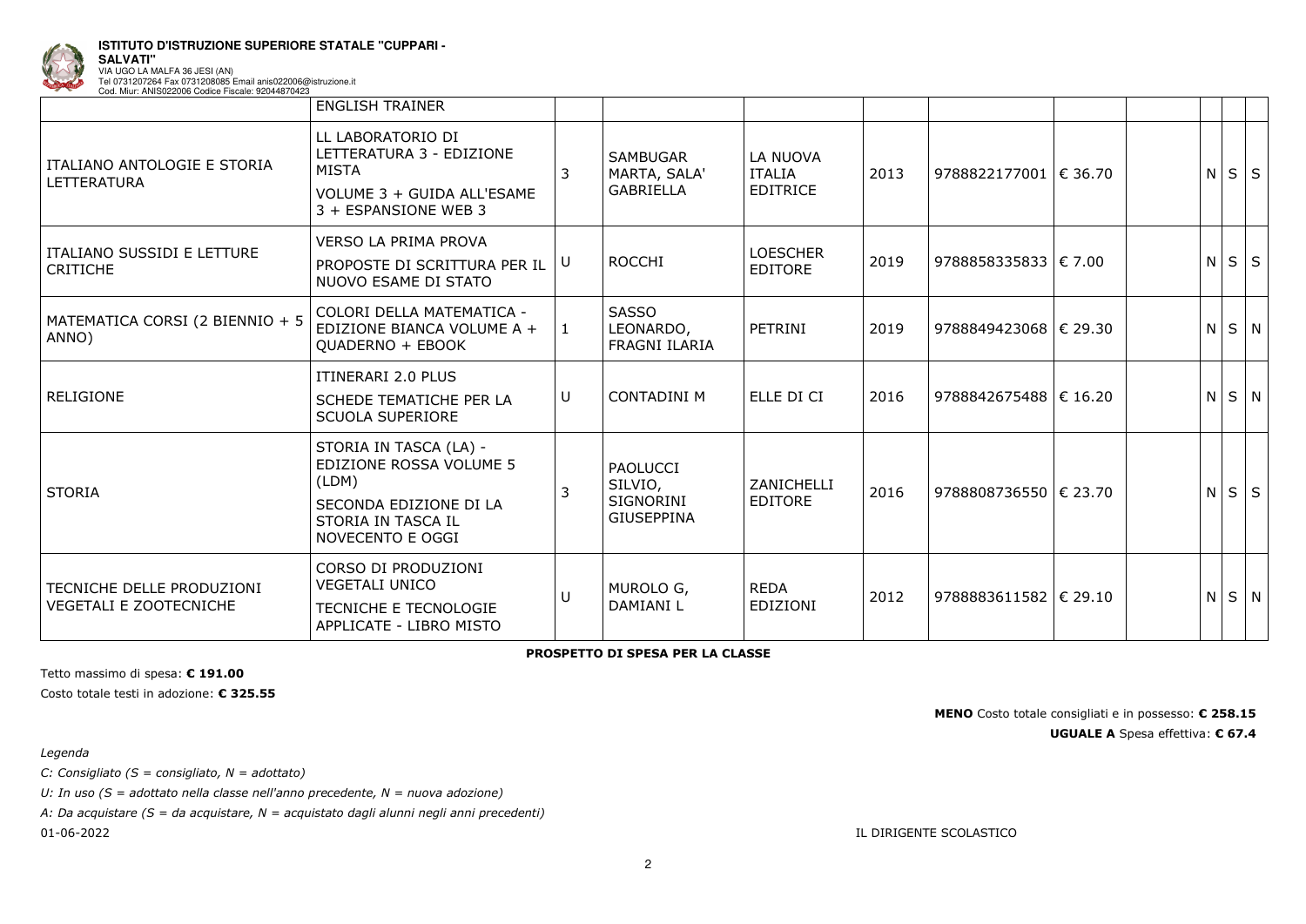**ISTITUTO D'ISTRUZIONE SUPERIORE STATALE "CUPPARI - SALVATI"**
VIA UGO LA MALFA 36 JESI (AN)
Tel 0731207264 Fax 0731208085 Email anis022006@istruzione.it
Cod. Miur: ANIS022006 Codice Fiscale: 92044870423

| | | | | | | | | | | | |
|---|---|---|---|---|---|---|---|---|---|---|---|
| | ENGLISH TRAINER | | | | | | | | | | |
| ITALIANO ANTOLOGIE E STORIA LETTERATURA | LL LABORATORIO DI LETTERATURA 3 - EDIZIONE MISTA<br>VOLUME 3 + GUIDA ALL'ESAME 3 + ESPANSIONE WEB 3 | 3 | SAMBUGAR MARTA, SALA' GABRIELLA | LA NUOVA ITALIA EDITRICE | 2013 | 9788822177001 | € 36.70 | | N | S | S |
| ITALIANO SUSSIDI E LETTURE CRITICHE | VERSO LA PRIMA PROVA<br>PROPOSTE DI SCRITTURA PER IL NUOVO ESAME DI STATO | U | ROCCHI | LOESCHER EDITORE | 2019 | 9788858335833 | € 7.00 | | N | S | S |
| MATEMATICA CORSI (2 BIENNIO + 5 ANNO) | COLORI DELLA MATEMATICA - EDIZIONE BIANCA VOLUME A + QUADERNO + EBOOK | 1 | SASSO LEONARDO, FRAGNI ILARIA | PETRINI | 2019 | 9788849423068 | € 29.30 | | N | S | N |
| RELIGIONE | ITINERARI 2.0 PLUS<br>SCHEDE TEMATICHE PER LA SCUOLA SUPERIORE | U | CONTADINI M | ELLE DI CI | 2016 | 9788842675488 | € 16.20 | | N | S | N |
| STORIA | STORIA IN TASCA (LA) - EDIZIONE ROSSA VOLUME 5 (LDM)<br>SECONDA EDIZIONE DI LA STORIA IN TASCA IL NOVECENTO E OGGI | 3 | PAOLUCCI SILVIO, SIGNORINI GIUSEPPINA | ZANICHELLI EDITORE | 2016 | 9788808736550 | € 23.70 | | N | S | S |
| TECNICHE DELLE PRODUZIONI VEGETALI E ZOOTECNICHE | CORSO DI PRODUZIONI VEGETALI UNICO<br>TECNICHE E TECNOLOGIE APPLICATE - LIBRO MISTO | U | MUROLO G, DAMIANI L | REDA EDIZIONI | 2012 | 9788883611582 | € 29.10 | | N | S | N |

**PROSPETTO DI SPESA PER LA CLASSE**

Tetto massimo di spesa: **€ 191.00**

Costo totale testi in adozione: **€ 325.55**

**MENO** Costo totale consigliati e in possesso: **€ 258.15**

**UGUALE A** Spesa effettiva: **€ 67.4**

*Legenda*

*C: Consigliato (S = consigliato, N = adottato)*

*U: In uso (S = adottato nella classe nell'anno precedente, N = nuova adozione)*

*A: Da acquistare (S = da acquistare, N = acquistato dagli alunni negli anni precedenti)*

01-06-2022

IL DIRIGENTE SCOLASTICO